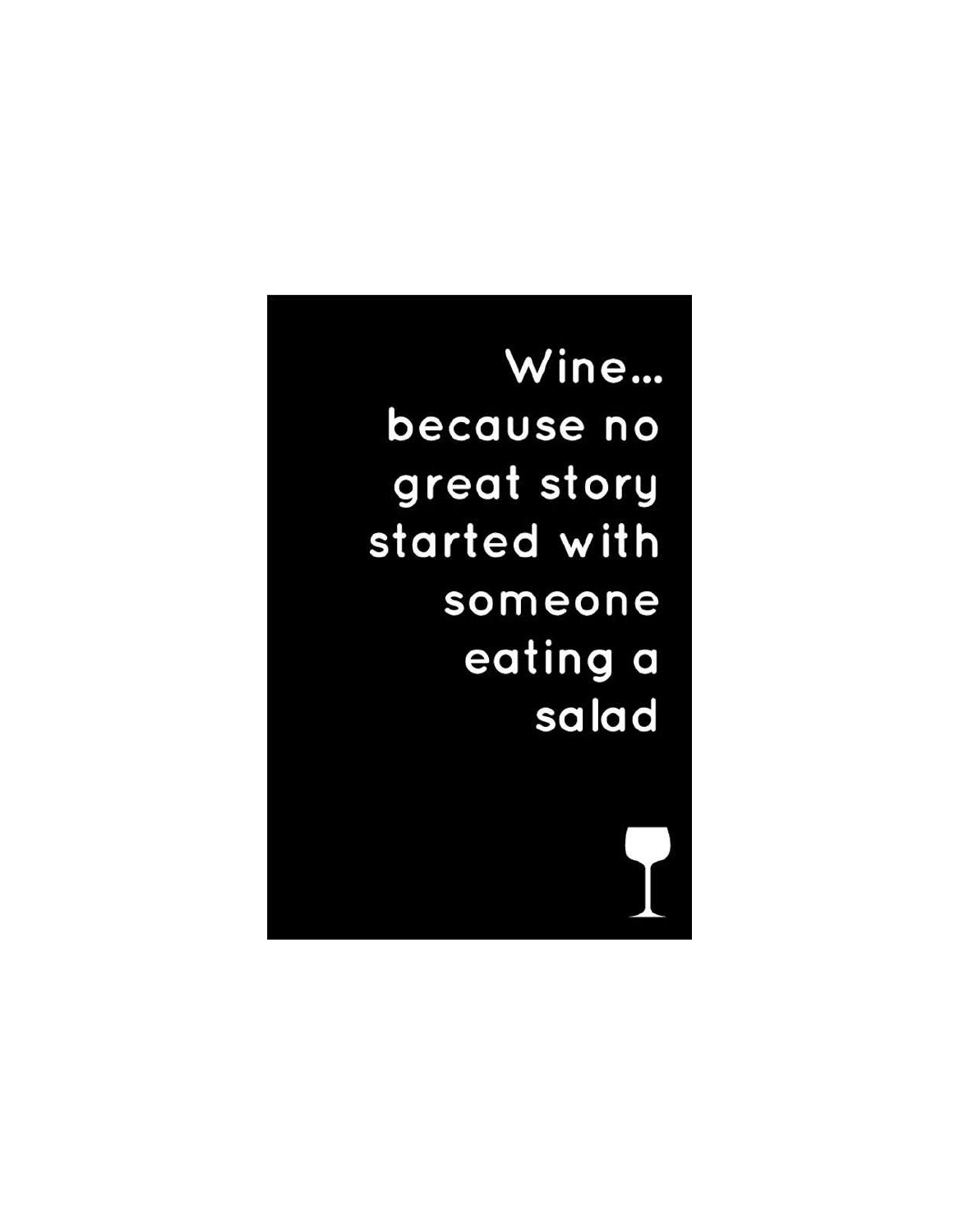Wine...
because no
great story
started with
someone
eating a
salad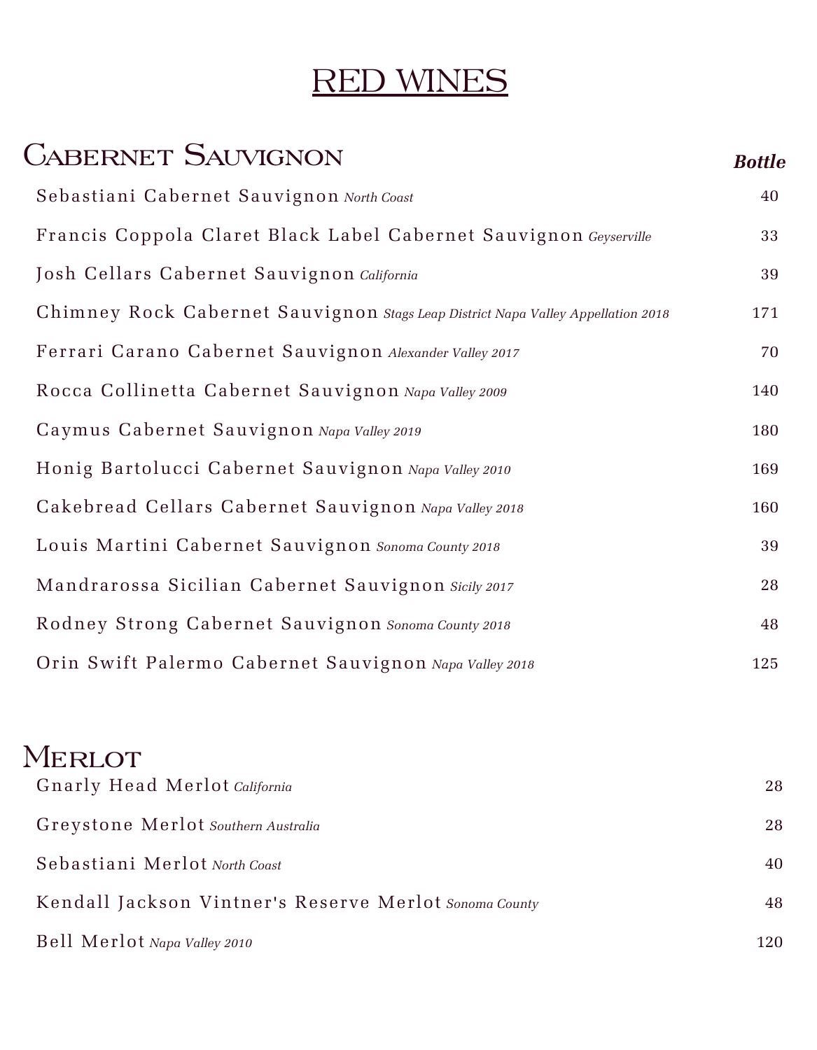# RED WINES

## Cabernet Sauvignon

| Wine | Bottle |
| --- | --- |
| Sebastiani Cabernet Sauvignon *North Coast* | 40 |
| Francis Coppola Claret Black Label Cabernet Sauvignon *Geyserville* | 33 |
| Josh Cellars Cabernet Sauvignon *California* | 39 |
| Chimney Rock Cabernet Sauvignon *Stags Leap District Napa Valley Appellation 2018* | 171 |
| Ferrari Carano Cabernet Sauvignon *Alexander Valley 2017* | 70 |
| Rocca Collinetta Cabernet Sauvignon *Napa Valley 2009* | 140 |
| Caymus Cabernet Sauvignon *Napa Valley 2019* | 180 |
| Honig Bartolucci Cabernet Sauvignon *Napa Valley 2010* | 169 |
| Cakebread Cellars Cabernet Sauvignon *Napa Valley 2018* | 160 |
| Louis Martini Cabernet Sauvignon *Sonoma County 2018* | 39 |
| Mandrarossa Sicilian Cabernet Sauvignon *Sicily 2017* | 28 |
| Rodney Strong Cabernet Sauvignon *Sonoma County 2018* | 48 |
| Orin Swift Palermo Cabernet Sauvignon *Napa Valley 2018* | 125 |

## Merlot

| Wine | Bottle |
| --- | --- |
| Gnarly Head Merlot *California* | 28 |
| Greystone Merlot *Southern Australia* | 28 |
| Sebastiani Merlot *North Coast* | 40 |
| Kendall Jackson Vintner's Reserve Merlot *Sonoma County* | 48 |
| Bell Merlot *Napa Valley 2010* | 120 |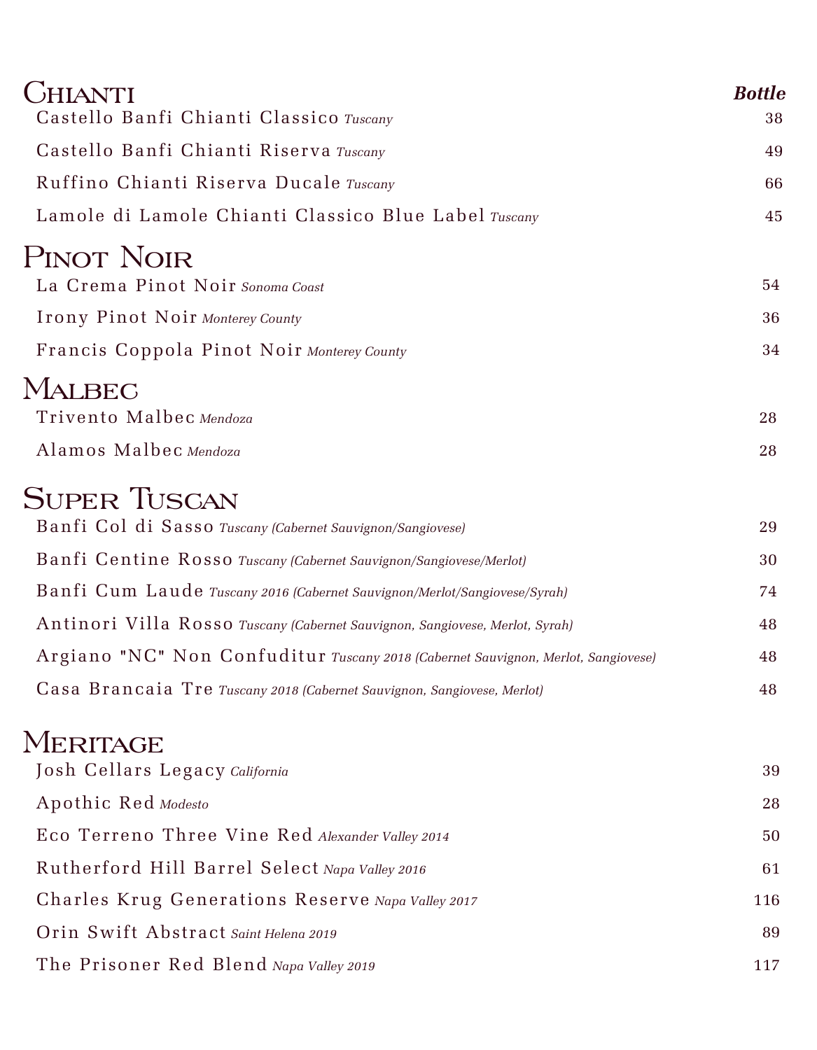## Chianti

| | Bottle |
|---|---|
| Castello Banfi Chianti Classico *Tuscany* | 38 |
| Castello Banfi Chianti Riserva *Tuscany* | 49 |
| Ruffino Chianti Riserva Ducale *Tuscany* | 66 |
| Lamole di Lamole Chianti Classico Blue Label *Tuscany* | 45 |

## Pinot Noir

| | |
|---|---|
| La Crema Pinot Noir *Sonoma Coast* | 54 |
| Irony Pinot Noir *Monterey County* | 36 |
| Francis Coppola Pinot Noir *Monterey County* | 34 |

## Malbec

| | |
|---|---|
| Trivento Malbec *Mendoza* | 28 |
| Alamos Malbec *Mendoza* | 28 |

## Super Tuscan

| | |
|---|---|
| Banfi Col di Sasso *Tuscany (Cabernet Sauvignon/Sangiovese)* | 29 |
| Banfi Centine Rosso *Tuscany (Cabernet Sauvignon/Sangiovese/Merlot)* | 30 |
| Banfi Cum Laude *Tuscany 2016 (Cabernet Sauvignon/Merlot/Sangiovese/Syrah)* | 74 |
| Antinori Villa Rosso *Tuscany (Cabernet Sauvignon, Sangiovese, Merlot, Syrah)* | 48 |
| Argiano "NC" Non Confuditur *Tuscany 2018 (Cabernet Sauvignon, Merlot, Sangiovese)* | 48 |
| Casa Brancaia Tre *Tuscany 2018 (Cabernet Sauvignon, Sangiovese, Merlot)* | 48 |

## Meritage

| | |
|---|---|
| Josh Cellars Legacy *California* | 39 |
| Apothic Red *Modesto* | 28 |
| Eco Terreno Three Vine Red *Alexander Valley 2014* | 50 |
| Rutherford Hill Barrel Select *Napa Valley 2016* | 61 |
| Charles Krug Generations Reserve *Napa Valley 2017* | 116 |
| Orin Swift Abstract *Saint Helena 2019* | 89 |
| The Prisoner Red Blend *Napa Valley 2019* | 117 |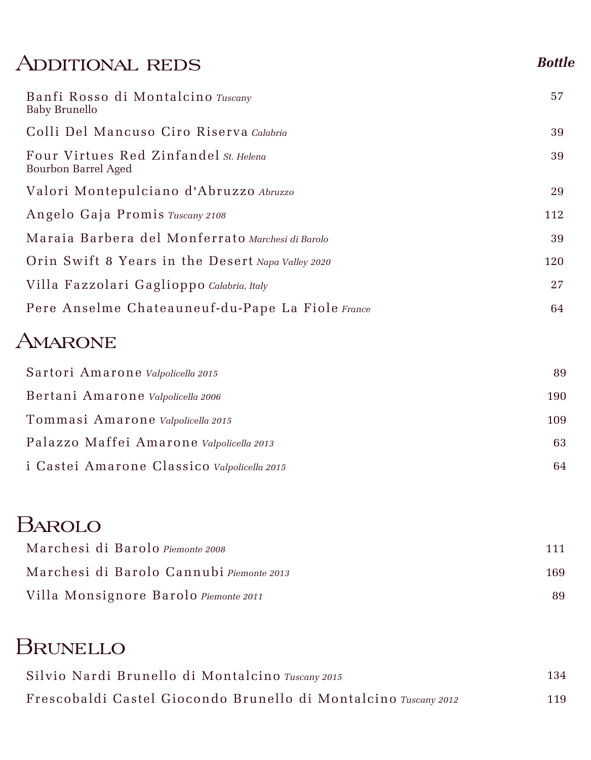# Additional reds

***Bottle***

Banfi Rosso di Montalcino *Tuscany*
Baby Brunello — 57

Colli Del Mancuso Ciro Riserva *Calabria* — 39

Four Virtues Red Zinfandel *St. Helena*
Bourbon Barrel Aged — 39

Valori Montepulciano d'Abruzzo *Abruzzo* — 29

Angelo Gaja Promis *Tuscany 2108* — 112

Maraia Barbera del Monferrato *Marchesi di Barolo* — 39

Orin Swift 8 Years in the Desert *Napa Valley 2020* — 120

Villa Fazzolari Gaglioppo *Calabria, Italy* — 27

Pere Anselme Chateauneuf-du-Pape La Fiole *France* — 64

# Amarone

Sartori Amarone *Valpolicella 2015* — 89

Bertani Amarone *Valpolicella 2006* — 190

Tommasi Amarone *Valpolicella 2015* — 109

Palazzo Maffei Amarone *Valpolicella 2013* — 63

i Castei Amarone Classico *Valpolicella 2015* — 64

# Barolo

Marchesi di Barolo *Piemonte 2008* — 111

Marchesi di Barolo Cannubi *Piemonte 2013* — 169

Villa Monsignore Barolo *Piemonte 2011* — 89

# Brunello

Silvio Nardi Brunello di Montalcino *Tuscany 2015* — 134

Frescobaldi Castel Giocondo Brunello di Montalcino *Tuscany 2012* — 119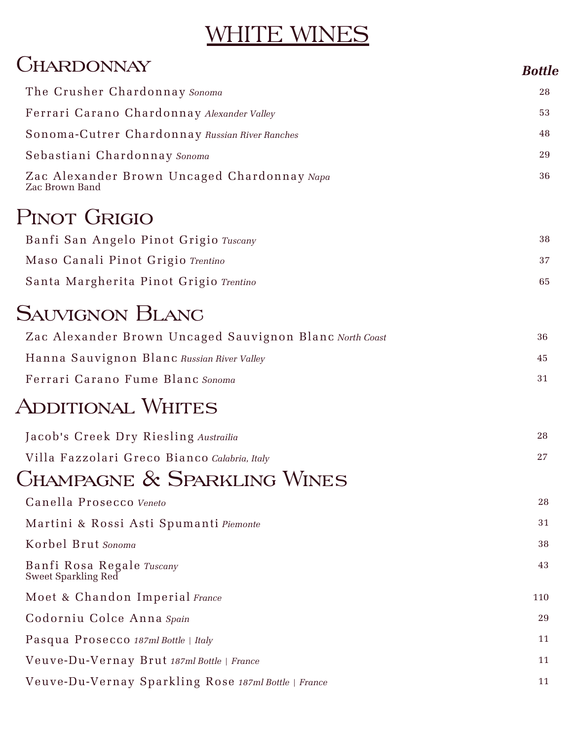# WHITE WINES

## Chardonnay

| | ***Bottle*** |
|---|---|
| The Crusher Chardonnay *Sonoma* | 28 |
| Ferrari Carano Chardonnay *Alexander Valley* | 53 |
| Sonoma-Cutrer Chardonnay *Russian River Ranches* | 48 |
| Sebastiani Chardonnay *Sonoma* | 29 |
| Zac Alexander Brown Uncaged Chardonnay *Napa*<br>Zac Brown Band | 36 |

## Pinot Grigio

| | |
|---|---|
| Banfi San Angelo Pinot Grigio *Tuscany* | 38 |
| Maso Canali Pinot Grigio *Trentino* | 37 |
| Santa Margherita Pinot Grigio *Trentino* | 65 |

## Sauvignon Blanc

| | |
|---|---|
| Zac Alexander Brown Uncaged Sauvignon Blanc *North Coast* | 36 |
| Hanna Sauvignon Blanc *Russian River Valley* | 45 |
| Ferrari Carano Fume Blanc *Sonoma* | 31 |

## Additional Whites

| | |
|---|---|
| Jacob's Creek Dry Riesling *Austrailia* | 28 |
| Villa Fazzolari Greco Bianco *Calabria, Italy* | 27 |

## Champagne & Sparkling Wines

| | |
|---|---|
| Canella Prosecco *Veneto* | 28 |
| Martini & Rossi Asti Spumanti *Piemonte* | 31 |
| Korbel Brut *Sonoma* | 38 |
| Banfi Rosa Regale *Tuscany*<br>Sweet Sparkling Red | 43 |
| Moet & Chandon Imperial *France* | 110 |
| Codorniu Colce Anna *Spain* | 29 |
| Pasqua Prosecco *187ml Bottle \| Italy* | 11 |
| Veuve-Du-Vernay Brut *187ml Bottle \| France* | 11 |
| Veuve-Du-Vernay Sparkling Rose *187ml Bottle \| France* | 11 |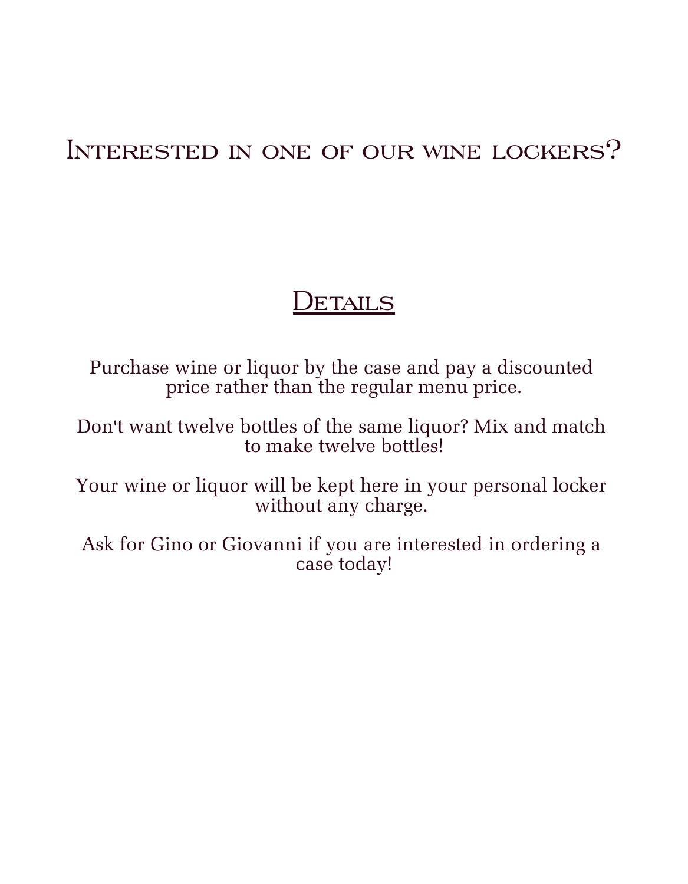# Interested in one of our wine lockers?

## Details

Purchase wine or liquor by the case and pay a discounted price rather than the regular menu price.

Don't want twelve bottles of the same liquor? Mix and match to make twelve bottles!

Your wine or liquor will be kept here in your personal locker without any charge.

Ask for Gino or Giovanni if you are interested in ordering a case today!